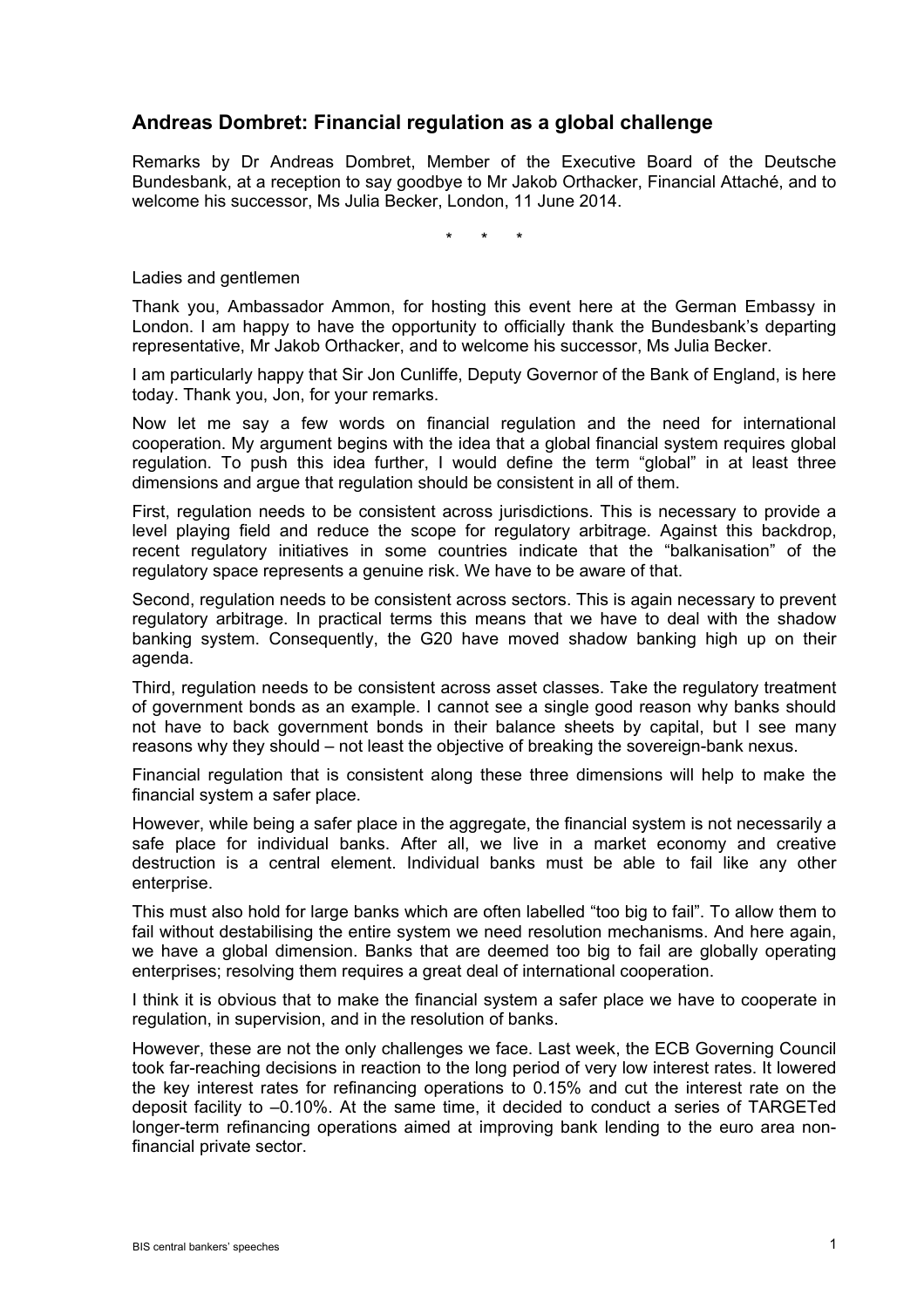## Andreas Dombret: Financial regulation as a global challenge

Remarks by Dr Andreas Dombret, Member of the Executive Board of the Deutsche Bundesbank, at a reception to say goodbye to Mr Jakob Orthacker, Financial Attaché, and to welcome his successor, Ms Julia Becker, London, 11 June 2014.

\*      \*      \*

Ladies and gentlemen

Thank you, Ambassador Ammon, for hosting this event here at the German Embassy in London. I am happy to have the opportunity to officially thank the Bundesbank's departing representative, Mr Jakob Orthacker, and to welcome his successor, Ms Julia Becker.

I am particularly happy that Sir Jon Cunliffe, Deputy Governor of the Bank of England, is here today. Thank you, Jon, for your remarks.

Now let me say a few words on financial regulation and the need for international cooperation. My argument begins with the idea that a global financial system requires global regulation. To push this idea further, I would define the term "global" in at least three dimensions and argue that regulation should be consistent in all of them.

First, regulation needs to be consistent across jurisdictions. This is necessary to provide a level playing field and reduce the scope for regulatory arbitrage. Against this backdrop, recent regulatory initiatives in some countries indicate that the "balkanisation" of the regulatory space represents a genuine risk. We have to be aware of that.

Second, regulation needs to be consistent across sectors. This is again necessary to prevent regulatory arbitrage. In practical terms this means that we have to deal with the shadow banking system. Consequently, the G20 have moved shadow banking high up on their agenda.

Third, regulation needs to be consistent across asset classes. Take the regulatory treatment of government bonds as an example. I cannot see a single good reason why banks should not have to back government bonds in their balance sheets by capital, but I see many reasons why they should – not least the objective of breaking the sovereign-bank nexus.

Financial regulation that is consistent along these three dimensions will help to make the financial system a safer place.

However, while being a safer place in the aggregate, the financial system is not necessarily a safe place for individual banks. After all, we live in a market economy and creative destruction is a central element. Individual banks must be able to fail like any other enterprise.

This must also hold for large banks which are often labelled "too big to fail". To allow them to fail without destabilising the entire system we need resolution mechanisms. And here again, we have a global dimension. Banks that are deemed too big to fail are globally operating enterprises; resolving them requires a great deal of international cooperation.

I think it is obvious that to make the financial system a safer place we have to cooperate in regulation, in supervision, and in the resolution of banks.

However, these are not the only challenges we face. Last week, the ECB Governing Council took far-reaching decisions in reaction to the long period of very low interest rates. It lowered the key interest rates for refinancing operations to 0.15% and cut the interest rate on the deposit facility to –0.10%. At the same time, it decided to conduct a series of TARGETed longer-term refinancing operations aimed at improving bank lending to the euro area non-financial private sector.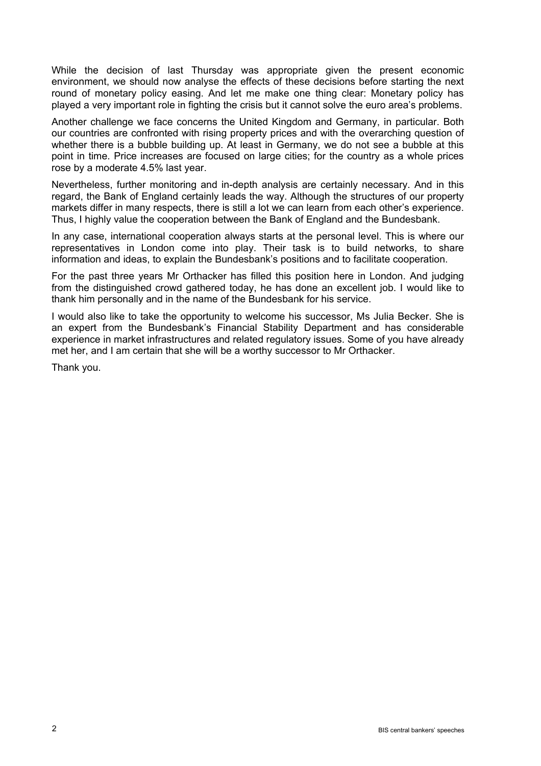While the decision of last Thursday was appropriate given the present economic environment, we should now analyse the effects of these decisions before starting the next round of monetary policy easing. And let me make one thing clear: Monetary policy has played a very important role in fighting the crisis but it cannot solve the euro area's problems.

Another challenge we face concerns the United Kingdom and Germany, in particular. Both our countries are confronted with rising property prices and with the overarching question of whether there is a bubble building up. At least in Germany, we do not see a bubble at this point in time. Price increases are focused on large cities; for the country as a whole prices rose by a moderate 4.5% last year.

Nevertheless, further monitoring and in-depth analysis are certainly necessary. And in this regard, the Bank of England certainly leads the way. Although the structures of our property markets differ in many respects, there is still a lot we can learn from each other's experience. Thus, I highly value the cooperation between the Bank of England and the Bundesbank.

In any case, international cooperation always starts at the personal level. This is where our representatives in London come into play. Their task is to build networks, to share information and ideas, to explain the Bundesbank's positions and to facilitate cooperation.

For the past three years Mr Orthacker has filled this position here in London. And judging from the distinguished crowd gathered today, he has done an excellent job. I would like to thank him personally and in the name of the Bundesbank for his service.

I would also like to take the opportunity to welcome his successor, Ms Julia Becker. She is an expert from the Bundesbank's Financial Stability Department and has considerable experience in market infrastructures and related regulatory issues. Some of you have already met her, and I am certain that she will be a worthy successor to Mr Orthacker.

Thank you.